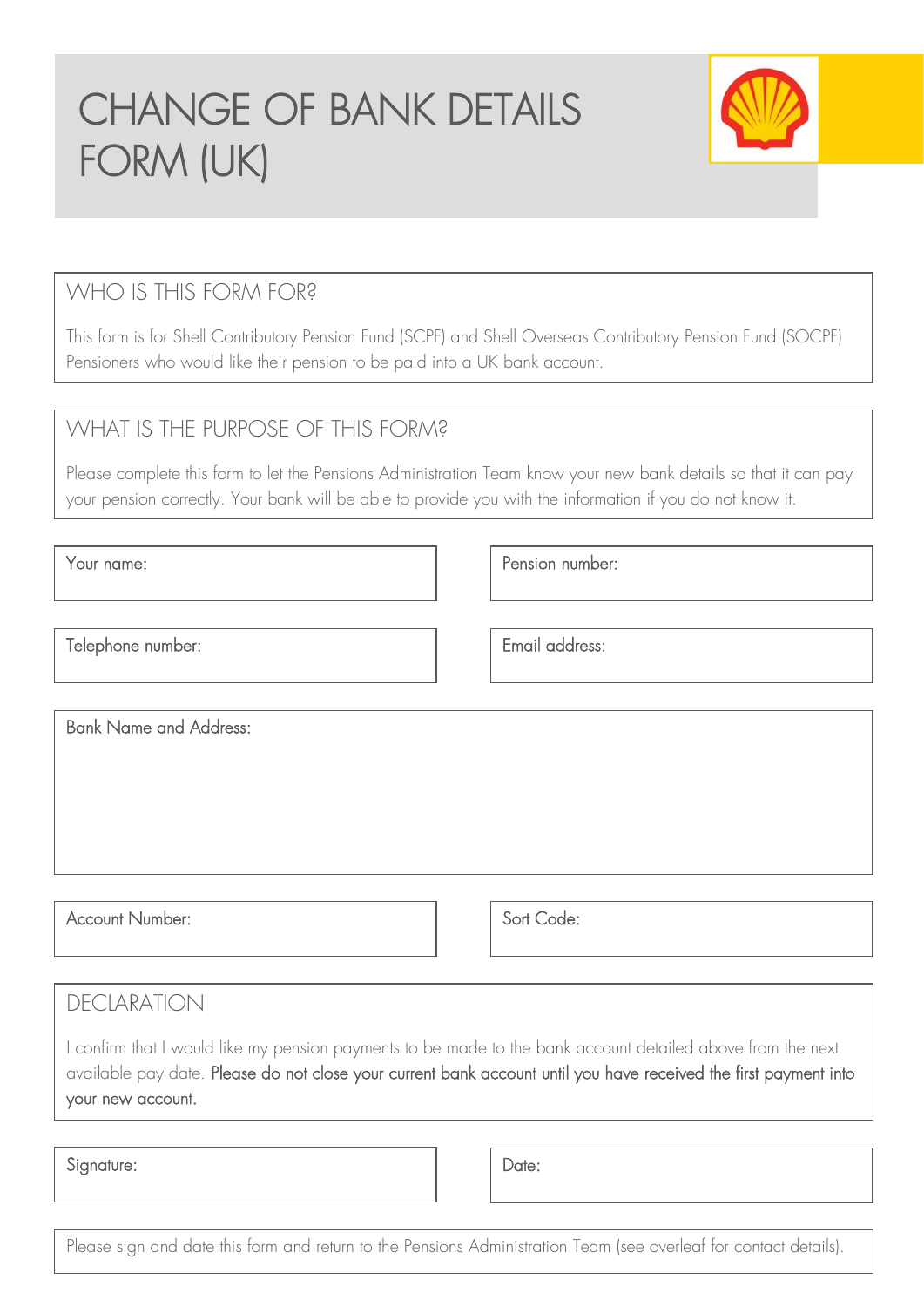# CHANGE OF BANK DETAILS FORM (UK)

## WHO IS THIS FORM FOR?

This form is for Shell Contributory Pension Fund (SCPF) and Shell Overseas Contributory Pension Fund (SOCPF) Pensioners who would like their pension to be paid into a UK bank account.

## WHAT IS THE PURPOSE OF THIS FORM?

Please complete this form to let the Pensions Administration Team know your new bank details so that it can pay your pension correctly. Your bank will be able to provide you with the information if you do not know it.

Your name:

Pension number:

Telephone number:

Email address:

Bank Name and Address:

Account Number:

Sort Code:

## DECLARATION

I confirm that I would like my pension payments to be made to the bank account detailed above from the next available pay date. **Please do not close your current bank account until you have received the first payment into your new account.**

Signature:

Date:

Please sign and date this form and return to the Pensions Administration Team (see overleaf for contact details).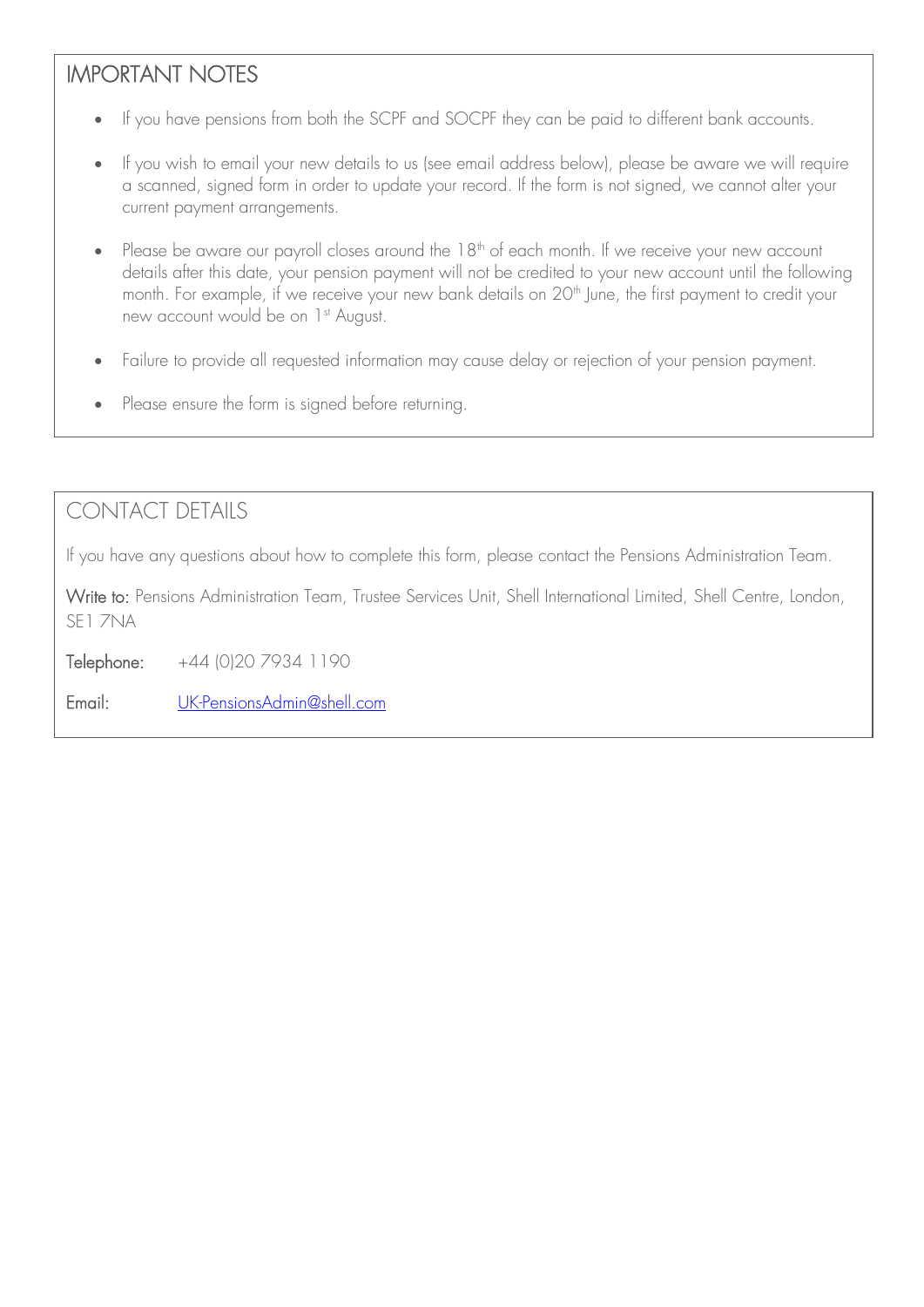## IMPORTANT NOTES

- If you have pensions from both the SCPF and SOCPF they can be paid to different bank accounts.
- If you wish to email your new details to us (see email address below), please be aware we will require a scanned, signed form in order to update your record. If the form is not signed, we cannot alter your current payment arrangements.
- Please be aware our payroll closes around the 18th of each month. If we receive your new account details after this date, your pension payment will not be credited to your new account until the following month. For example, if we receive your new bank details on 20th June, the first payment to credit your new account would be on 1st August.
- Failure to provide all requested information may cause delay or rejection of your pension payment.
- Please ensure the form is signed before returning.

## CONTACT DETAILS

If you have any questions about how to complete this form, please contact the Pensions Administration Team.

**Write to:** Pensions Administration Team, Trustee Services Unit, Shell International Limited, Shell Centre, London, SE1 7NA

**Telephone:** +44 (0)20 7934 1190

**Email:** UK-PensionsAdmin@shell.com